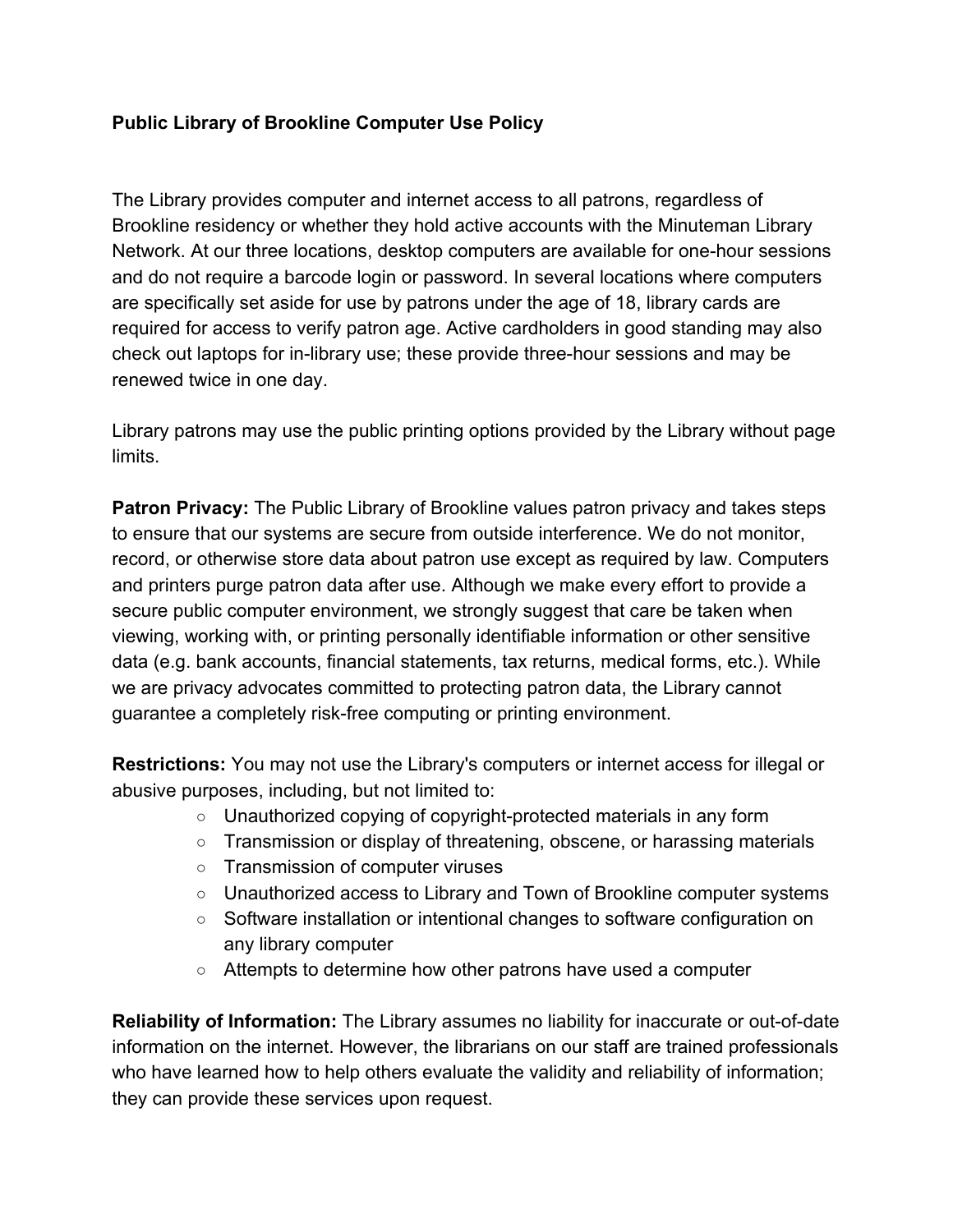**Public Library of Brookline Computer Use Policy**

The Library provides computer and internet access to all patrons, regardless of Brookline residency or whether they hold active accounts with the Minuteman Library Network. At our three locations, desktop computers are available for one-hour sessions and do not require a barcode login or password. In several locations where computers are specifically set aside for use by patrons under the age of 18, library cards are required for access to verify patron age. Active cardholders in good standing may also check out laptops for in-library use; these provide three-hour sessions and may be renewed twice in one day.

Library patrons may use the public printing options provided by the Library without page limits.

**Patron Privacy:** The Public Library of Brookline values patron privacy and takes steps to ensure that our systems are secure from outside interference. We do not monitor, record, or otherwise store data about patron use except as required by law. Computers and printers purge patron data after use. Although we make every effort to provide a secure public computer environment, we strongly suggest that care be taken when viewing, working with, or printing personally identifiable information or other sensitive data (e.g. bank accounts, financial statements, tax returns, medical forms, etc.). While we are privacy advocates committed to protecting patron data, the Library cannot guarantee a completely risk-free computing or printing environment.

**Restrictions:** You may not use the Library's computers or internet access for illegal or abusive purposes, including, but not limited to:

- Unauthorized copying of copyright-protected materials in any form
- Transmission or display of threatening, obscene, or harassing materials
- Transmission of computer viruses
- Unauthorized access to Library and Town of Brookline computer systems
- Software installation or intentional changes to software configuration on any library computer
- Attempts to determine how other patrons have used a computer

**Reliability of Information:** The Library assumes no liability for inaccurate or out-of-date information on the internet. However, the librarians on our staff are trained professionals who have learned how to help others evaluate the validity and reliability of information; they can provide these services upon request.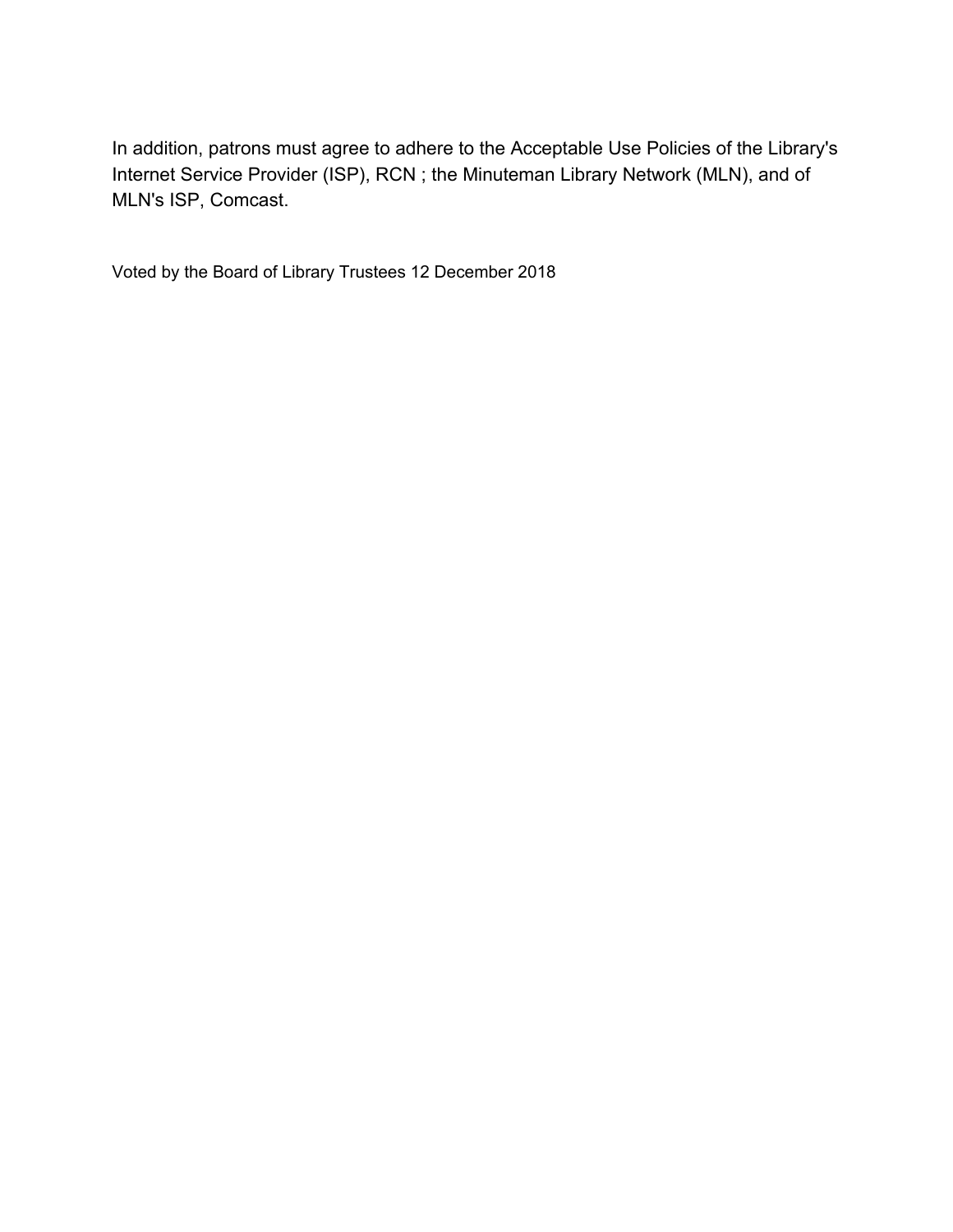In addition, patrons must agree to adhere to the Acceptable Use Policies of the Library's Internet Service Provider (ISP), RCN ; the Minuteman Library Network (MLN), and of MLN's ISP, Comcast.

Voted by the Board of Library Trustees 12 December 2018